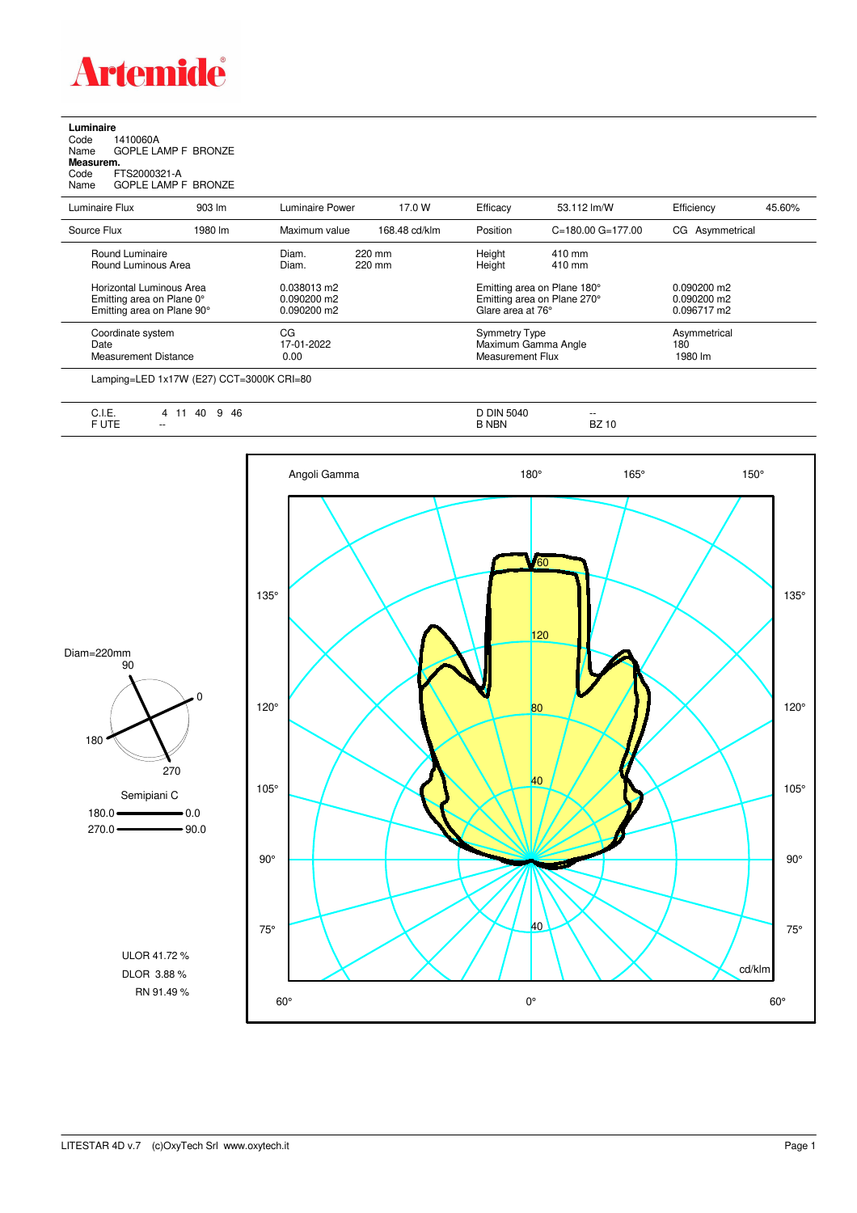**Artemide**

**Luminaire**
Code 1410060A
Name GOPLE LAMP F BRONZE
**Measurem.**
Code FTS2000321-A
Name GOPLE LAMP F BRONZE

| | | | | | | | |
|---|---|---|---|---|---|---|---|
| Luminaire Flux | 903 lm | Luminaire Power | 17.0 W | Efficacy | 53.112 lm/W | Efficiency | 45.60% |
| Source Flux | 1980 lm | Maximum value | 168.48 cd/klm | Position | C=180.00 G=177.00 | CG Asymmetrical | |

| | | | | |
|---|---|---|---|---|
| Round Luminaire | Diam. 220 mm | Height | 410 mm | |
| Round Luminous Area | Diam. 220 mm | Height | 410 mm | |
| Horizontal Luminous Area | 0.038013 m2 | Emitting area on Plane 180° | | 0.090200 m2 |
| Emitting area on Plane 0° | 0.090200 m2 | Emitting area on Plane 270° | | 0.090200 m2 |
| Emitting area on Plane 90° | 0.090200 m2 | Glare area at 76° | | 0.096717 m2 |
| Coordinate system | CG | Symmetry Type | | Asymmetrical |
| Date | 17-01-2022 | Maximum Gamma Angle | | 180 |
| Measurement Distance | 0.00 | Measurement Flux | | 1980 lm |

Lamping=LED 1x17W (E27) CCT=3000K CRI=80

| | | | |
|---|---|---|---|
| C.I.E. | 4 11 40 9 46 | D DIN 5040 | -- |
| F UTE | -- | B NBN | BZ 10 |

Diam=220mm

Semipiani C
180.0 — 0.0
270.0 — 90.0

ULOR 41.72 %
DLOR 3.88 %
RN 91.49 %

Angoli Gamma 180° 165° 150° 135° 120° 105° 90° 75° 60° 0° 60°

cd/klm

LITESTAR 4D v.7 (c)OxyTech Srl www.oxytech.it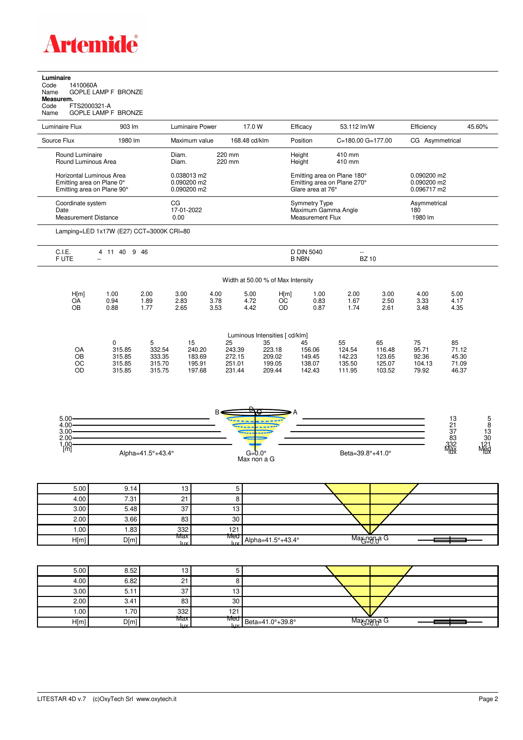**Artemide**

**Luminaire**
Code 1410060A
Name GOPLE LAMP F BRONZE
**Measurem.**
Code FTS2000321-A
Name GOPLE LAMP F BRONZE

| | | | | | | | |
|---|---|---|---|---|---|---|---|
| Luminaire Flux | 903 lm | Luminaire Power | 17.0 W | Efficacy | 53.112 lm/W | Efficiency | 45.60% |
| Source Flux | 1980 lm | Maximum value | 168.48 cd/klm | Position | C=180.00 G=177.00 | CG | Asymmetrical |

| | | | |
|---|---|---|---|
| Round Luminaire | Diam. 220 mm | Height | 410 mm |
| Round Luminous Area | Diam. 220 mm | Height | 410 mm |
| Horizontal Luminous Area | 0.038013 m2 | Emitting area on Plane 180° | 0.090200 m2 |
| Emitting area on Plane 0° | 0.090200 m2 | Emitting area on Plane 270° | 0.090200 m2 |
| Emitting area on Plane 90° | 0.090200 m2 | Glare area at 76° | 0.096717 m2 |
| Coordinate system | CG | Symmetry Type | Asymmetrical |
| Date | 17-01-2022 | Maximum Gamma Angle | 180 |
| Measurement Distance | 0.00 | Measurement Flux | 1980 lm |

Lamping=LED 1x17W (E27) CCT=3000K CRI=80

| | | | |
|---|---|---|---|
| C.I.E. | 4 11 40 9 46 | D DIN 5040 | -- |
| F UTE | -- | B NBN | BZ 10 |

Width at 50.00 % of Max Intensity

| H[m] | 1.00 | 2.00 | 3.00 | 4.00 | 5.00 | H[m] | 1.00 | 2.00 | 3.00 | 4.00 | 5.00 |
|---|---|---|---|---|---|---|---|---|---|---|---|
| OA | 0.94 | 1.89 | 2.83 | 3.78 | 4.72 | OC | 0.83 | 1.67 | 2.50 | 3.33 | 4.17 |
| OB | 0.88 | 1.77 | 2.65 | 3.53 | 4.42 | OD | 0.87 | 1.74 | 2.61 | 3.48 | 4.35 |

Luminous Intensities [ cd/klm]

| | 0 | 5 | 15 | 25 | 35 | 45 | 55 | 65 | 75 | 85 |
|---|---|---|---|---|---|---|---|---|---|---|
| OA | 315.85 | 332.54 | 240.20 | 243.39 | 223.18 | 156.06 | 124.54 | 116.48 | 95.71 | 71.12 |
| OB | 315.85 | 333.35 | 183.69 | 272.15 | 209.02 | 149.45 | 142.23 | 123.65 | 92.36 | 45.30 |
| OC | 315.85 | 315.70 | 195.91 | 251.01 | 199.05 | 138.07 | 135.50 | 125.07 | 104.13 | 71.09 |
| OD | 315.85 | 315.75 | 197.68 | 231.44 | 209.44 | 142.43 | 111.95 | 103.52 | 79.92 | 46.37 |

5.00
4.00
3.00
2.00
1.00
[m]
B D C A
Alpha=41.5°+43.4°
G=0.0°
Max non a G
Beta=39.8°+41.0°
13 21 37 83 332 Max lux
5 8 13 30 121 Med lux

| H[m] | D[m] | Max lux | Med lux |
|---|---|---|---|
| 5.00 | 9.14 | 13 | 5 |
| 4.00 | 7.31 | 21 | 8 |
| 3.00 | 5.48 | 37 | 13 |
| 2.00 | 3.66 | 83 | 30 |
| 1.00 | 1.83 | 332 | 121 |

Alpha=41.5°+43.4° Max non a G G=0.0°

| H[m] | D[m] | Max lux | Med lux |
|---|---|---|---|
| 5.00 | 8.52 | 13 | 5 |
| 4.00 | 6.82 | 21 | 8 |
| 3.00 | 5.11 | 37 | 13 |
| 2.00 | 3.41 | 83 | 30 |
| 1.00 | 1.70 | 332 | 121 |

Beta=41.0°+39.8° Max non a G G=0.0°

LITESTAR 4D v.7 (c)OxyTech Srl www.oxytech.it